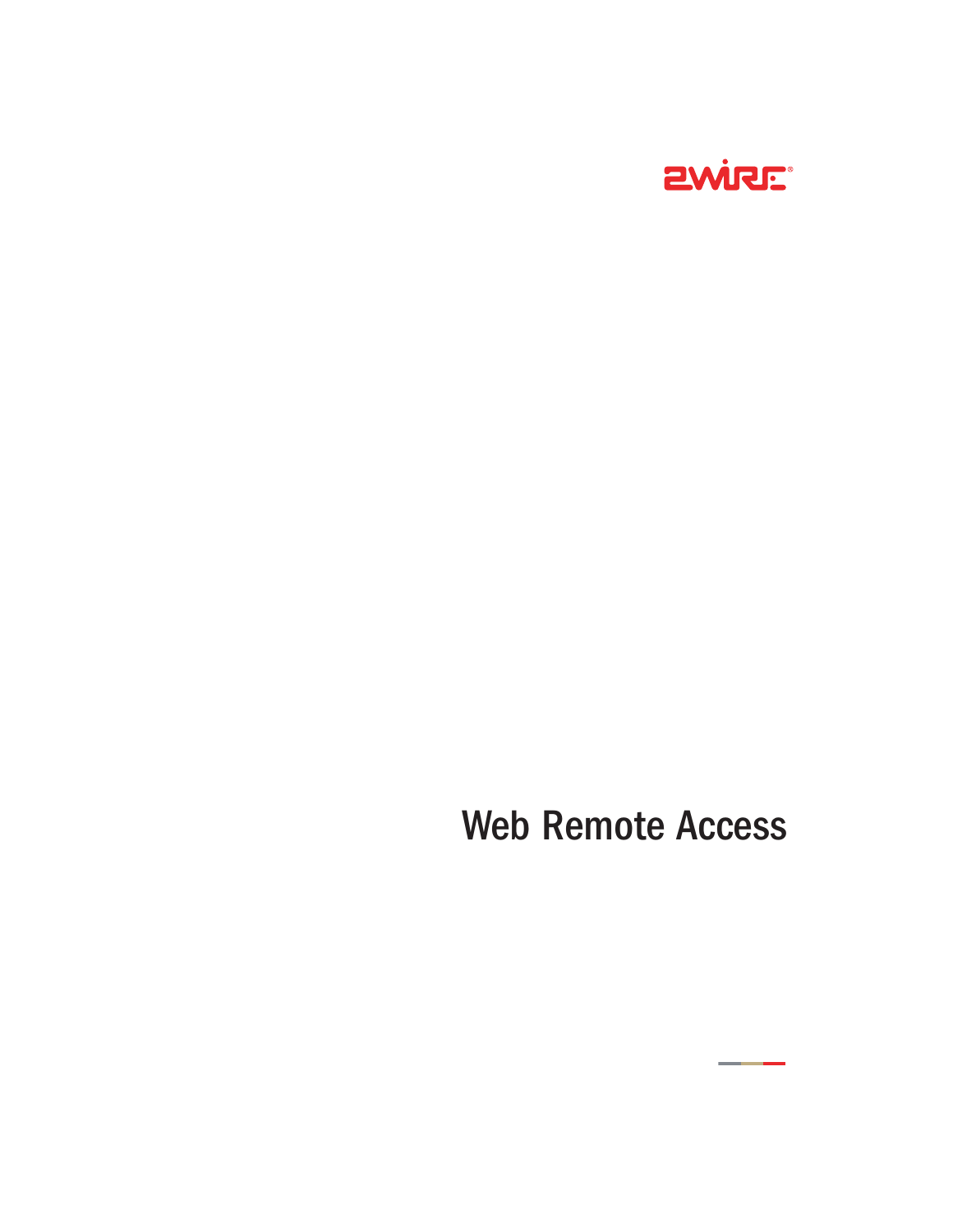2WIRE®

# Web Remote Access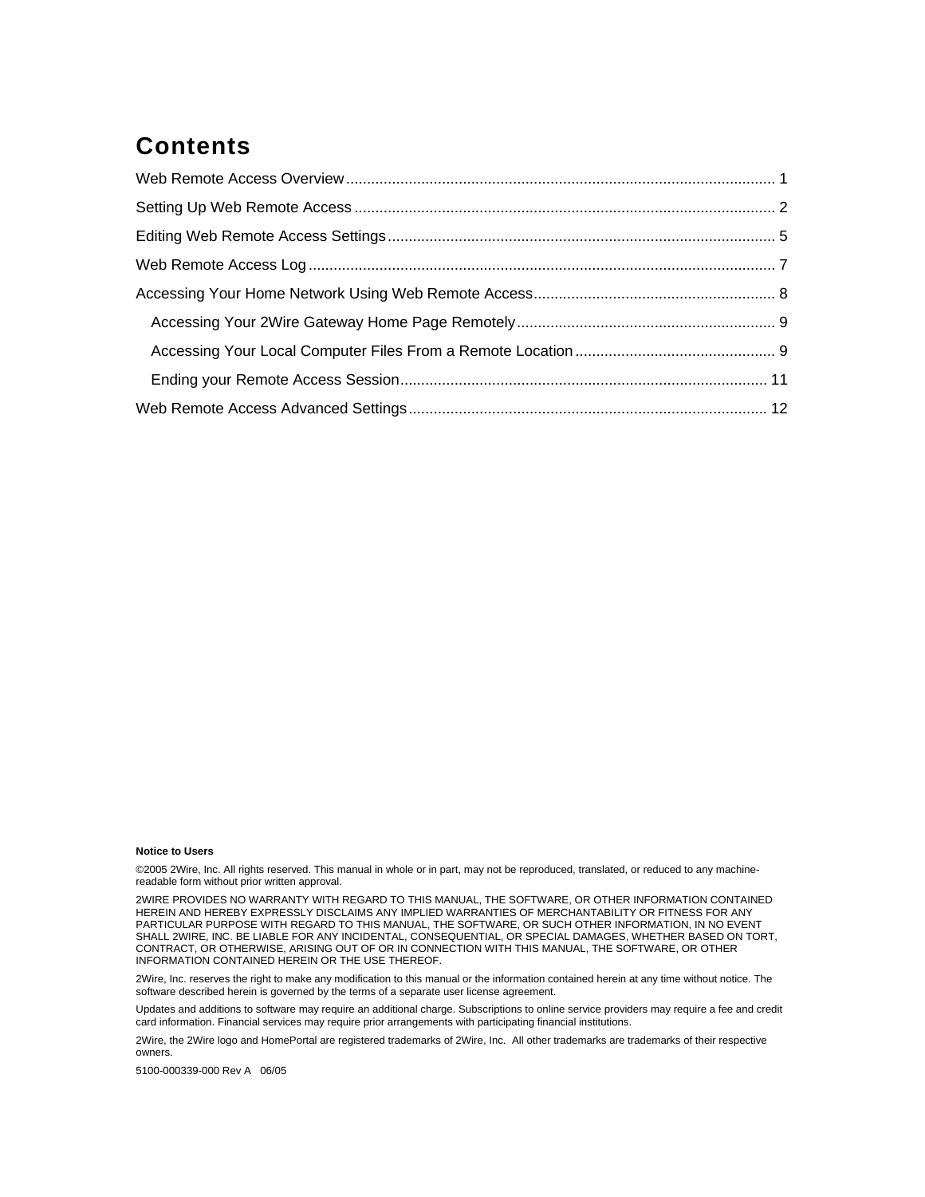# Contents

Web Remote Access Overview ..................................................................................................... 1

Setting Up Web Remote Access .................................................................................................... 2

Editing Web Remote Access Settings ............................................................................................ 5

Web Remote Access Log ............................................................................................................... 7

Accessing Your Home Network Using Web Remote Access .......................................................... 8

- Accessing Your 2Wire Gateway Home Page Remotely ............................................................. 9
- Accessing Your Local Computer Files From a Remote Location ................................................ 9
- Ending your Remote Access Session ....................................................................................... 11

Web Remote Access Advanced Settings ..................................................................................... 12

**Notice to Users**

©2005 2Wire, Inc. All rights reserved. This manual in whole or in part, may not be reproduced, translated, or reduced to any machine-readable form without prior written approval.

2WIRE PROVIDES NO WARRANTY WITH REGARD TO THIS MANUAL, THE SOFTWARE, OR OTHER INFORMATION CONTAINED HEREIN AND HEREBY EXPRESSLY DISCLAIMS ANY IMPLIED WARRANTIES OF MERCHANTABILITY OR FITNESS FOR ANY PARTICULAR PURPOSE WITH REGARD TO THIS MANUAL, THE SOFTWARE, OR SUCH OTHER INFORMATION, IN NO EVENT SHALL 2WIRE, INC. BE LIABLE FOR ANY INCIDENTAL, CONSEQUENTIAL, OR SPECIAL DAMAGES, WHETHER BASED ON TORT, CONTRACT, OR OTHERWISE, ARISING OUT OF OR IN CONNECTION WITH THIS MANUAL, THE SOFTWARE, OR OTHER INFORMATION CONTAINED HEREIN OR THE USE THEREOF.

2Wire, Inc. reserves the right to make any modification to this manual or the information contained herein at any time without notice. The software described herein is governed by the terms of a separate user license agreement.

Updates and additions to software may require an additional charge. Subscriptions to online service providers may require a fee and credit card information. Financial services may require prior arrangements with participating financial institutions.

2Wire, the 2Wire logo and HomePortal are registered trademarks of 2Wire, Inc. All other trademarks are trademarks of their respective owners.

5100-000339-000 Rev A 06/05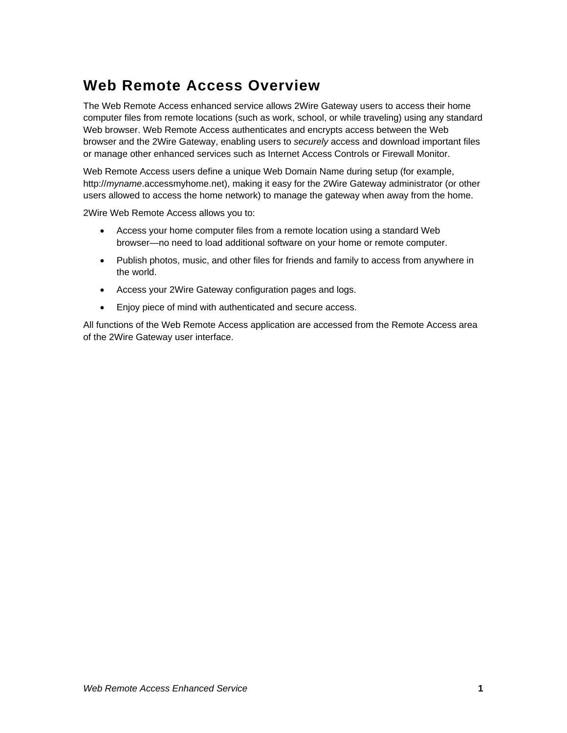# Web Remote Access Overview

The Web Remote Access enhanced service allows 2Wire Gateway users to access their home computer files from remote locations (such as work, school, or while traveling) using any standard Web browser. Web Remote Access authenticates and encrypts access between the Web browser and the 2Wire Gateway, enabling users to *securely* access and download important files or manage other enhanced services such as Internet Access Controls or Firewall Monitor.

Web Remote Access users define a unique Web Domain Name during setup (for example, http://*myname*.accessmyhome.net), making it easy for the 2Wire Gateway administrator (or other users allowed to access the home network) to manage the gateway when away from the home.

2Wire Web Remote Access allows you to:

- Access your home computer files from a remote location using a standard Web browser—no need to load additional software on your home or remote computer.
- Publish photos, music, and other files for friends and family to access from anywhere in the world.
- Access your 2Wire Gateway configuration pages and logs.
- Enjoy piece of mind with authenticated and secure access.

All functions of the Web Remote Access application are accessed from the Remote Access area of the 2Wire Gateway user interface.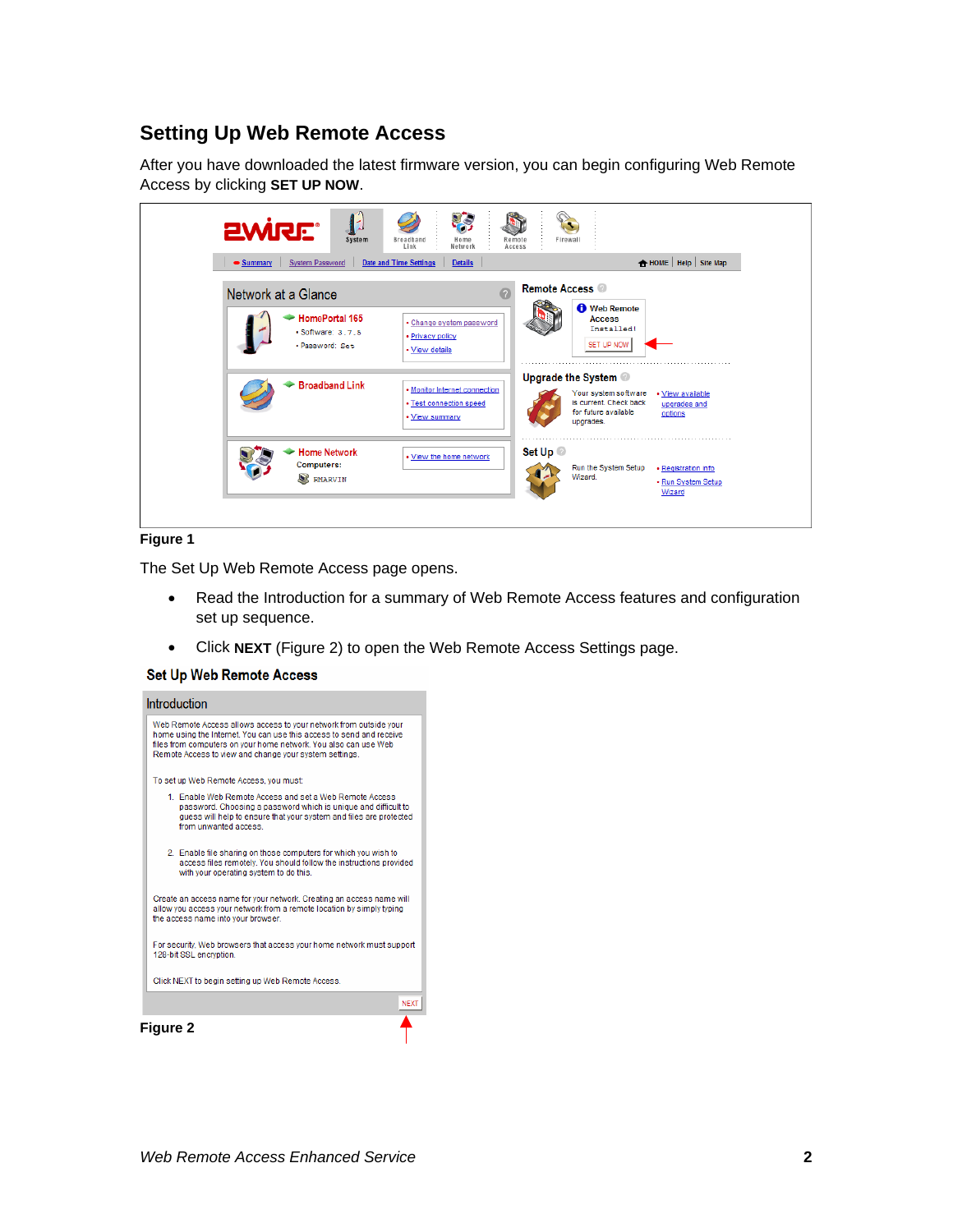## Setting Up Web Remote Access

After you have downloaded the latest firmware version, you can begin configuring Web Remote Access by clicking **SET UP NOW**.

**Figure 1**

The Set Up Web Remote Access page opens.

- Read the Introduction for a summary of Web Remote Access features and configuration set up sequence.
- Click **NEXT** (Figure 2) to open the Web Remote Access Settings page.

**Figure 2**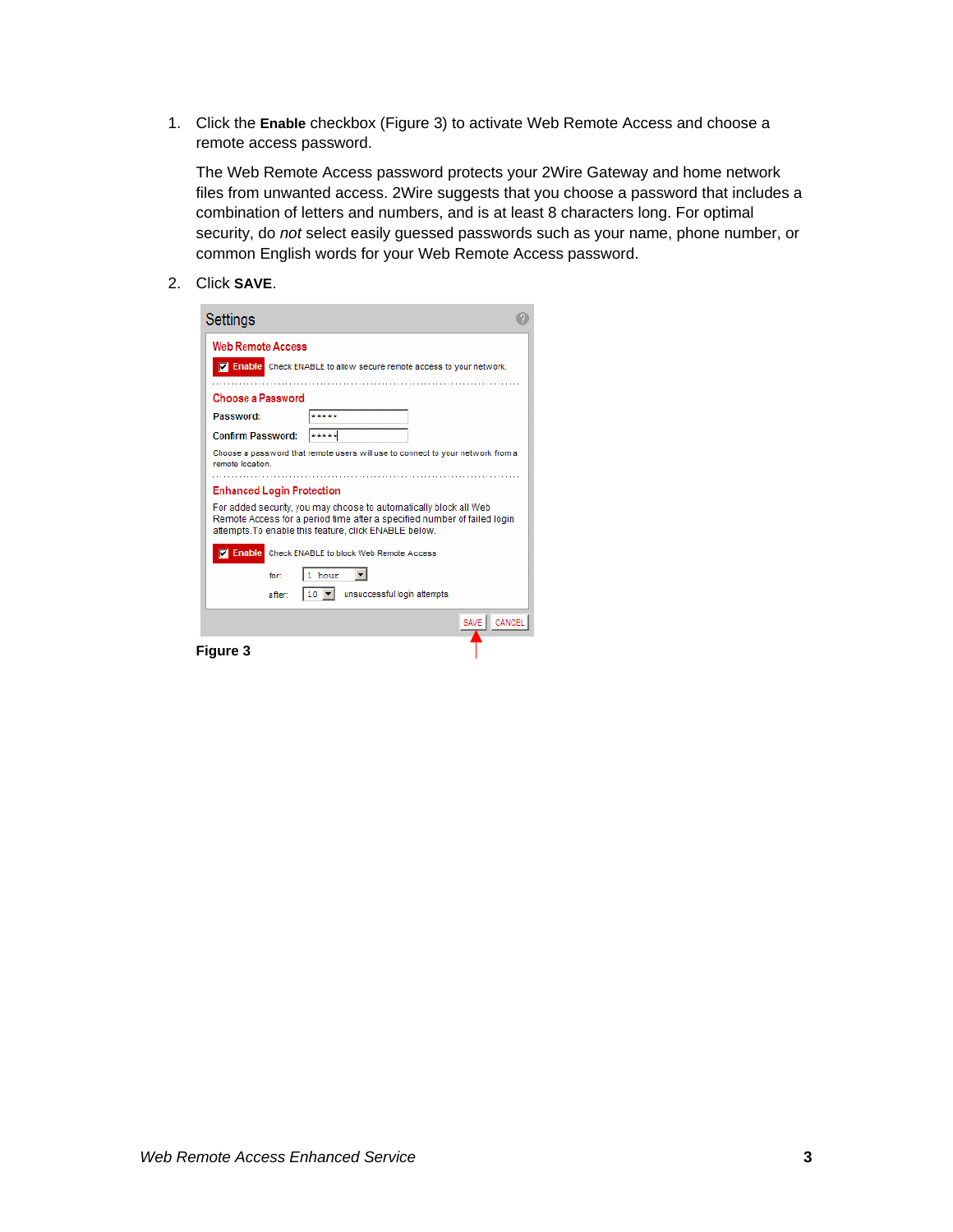1. Click the **Enable** checkbox (Figure 3) to activate Web Remote Access and choose a remote access password.

   The Web Remote Access password protects your 2Wire Gateway and home network files from unwanted access. 2Wire suggests that you choose a password that includes a combination of letters and numbers, and is at least 8 characters long. For optimal security, do *not* select easily guessed passwords such as your name, phone number, or common English words for your Web Remote Access password.

2. Click **SAVE**.

**Figure 3**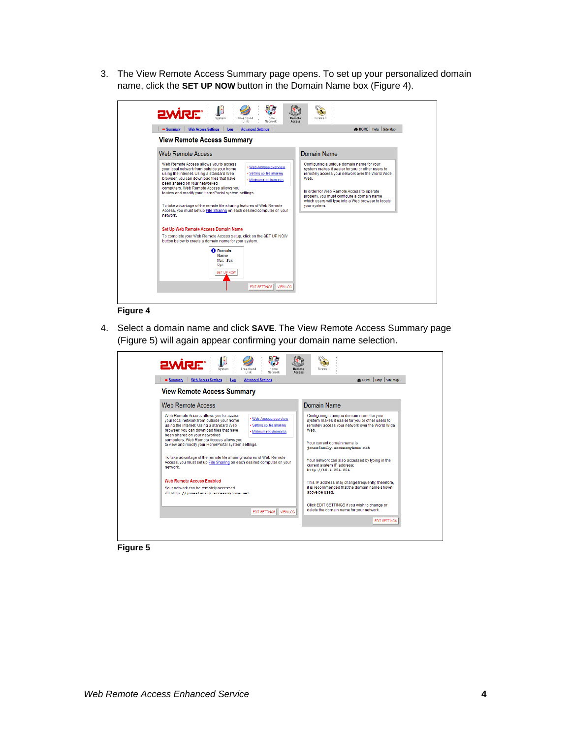3. The View Remote Access Summary page opens. To set up your personalized domain name, click the **SET UP NOW** button in the Domain Name box (Figure 4).

**Figure 4**

4. Select a domain name and click **SAVE**. The View Remote Access Summary page (Figure 5) will again appear confirming your domain name selection.

**Figure 5**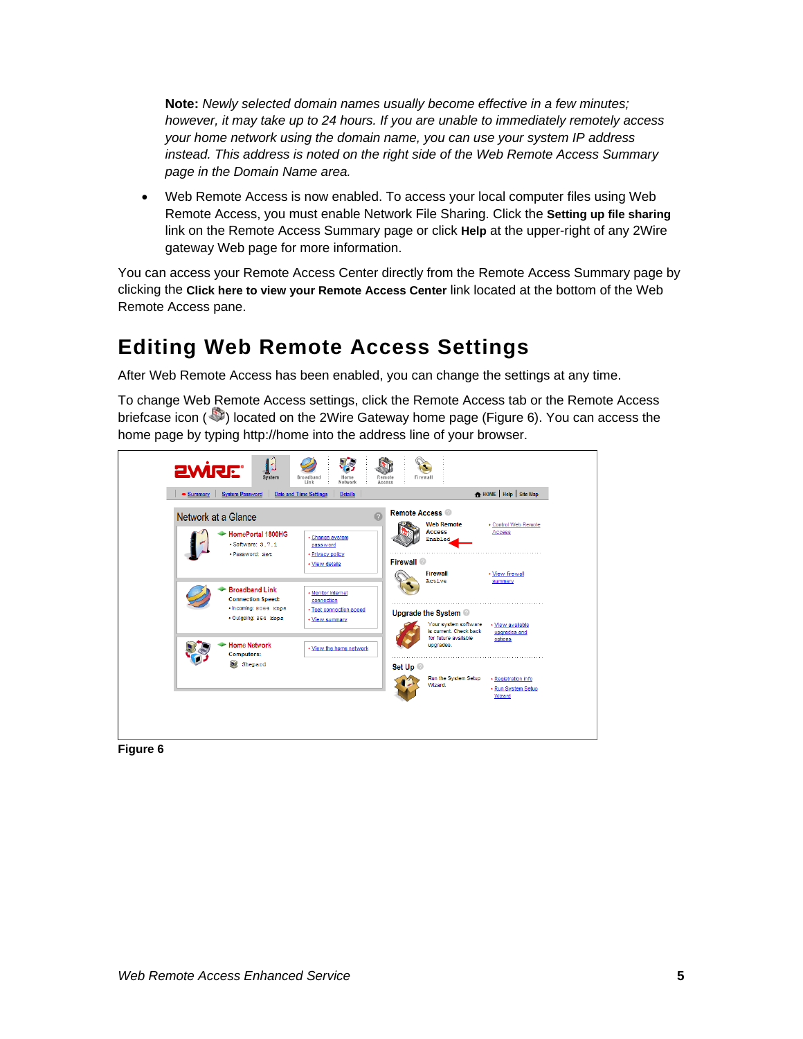**Note:** *Newly selected domain names usually become effective in a few minutes; however, it may take up to 24 hours. If you are unable to immediately remotely access your home network using the domain name, you can use your system IP address instead. This address is noted on the right side of the Web Remote Access Summary page in the Domain Name area.*

- Web Remote Access is now enabled. To access your local computer files using Web Remote Access, you must enable Network File Sharing. Click the **Setting up file sharing** link on the Remote Access Summary page or click **Help** at the upper-right of any 2Wire gateway Web page for more information.

You can access your Remote Access Center directly from the Remote Access Summary page by clicking the **Click here to view your Remote Access Center** link located at the bottom of the Web Remote Access pane.

## Editing Web Remote Access Settings

After Web Remote Access has been enabled, you can change the settings at any time.

To change Web Remote Access settings, click the Remote Access tab or the Remote Access briefcase icon ( ) located on the 2Wire Gateway home page (Figure 6). You can access the home page by typing http://home into the address line of your browser.

**Figure 6**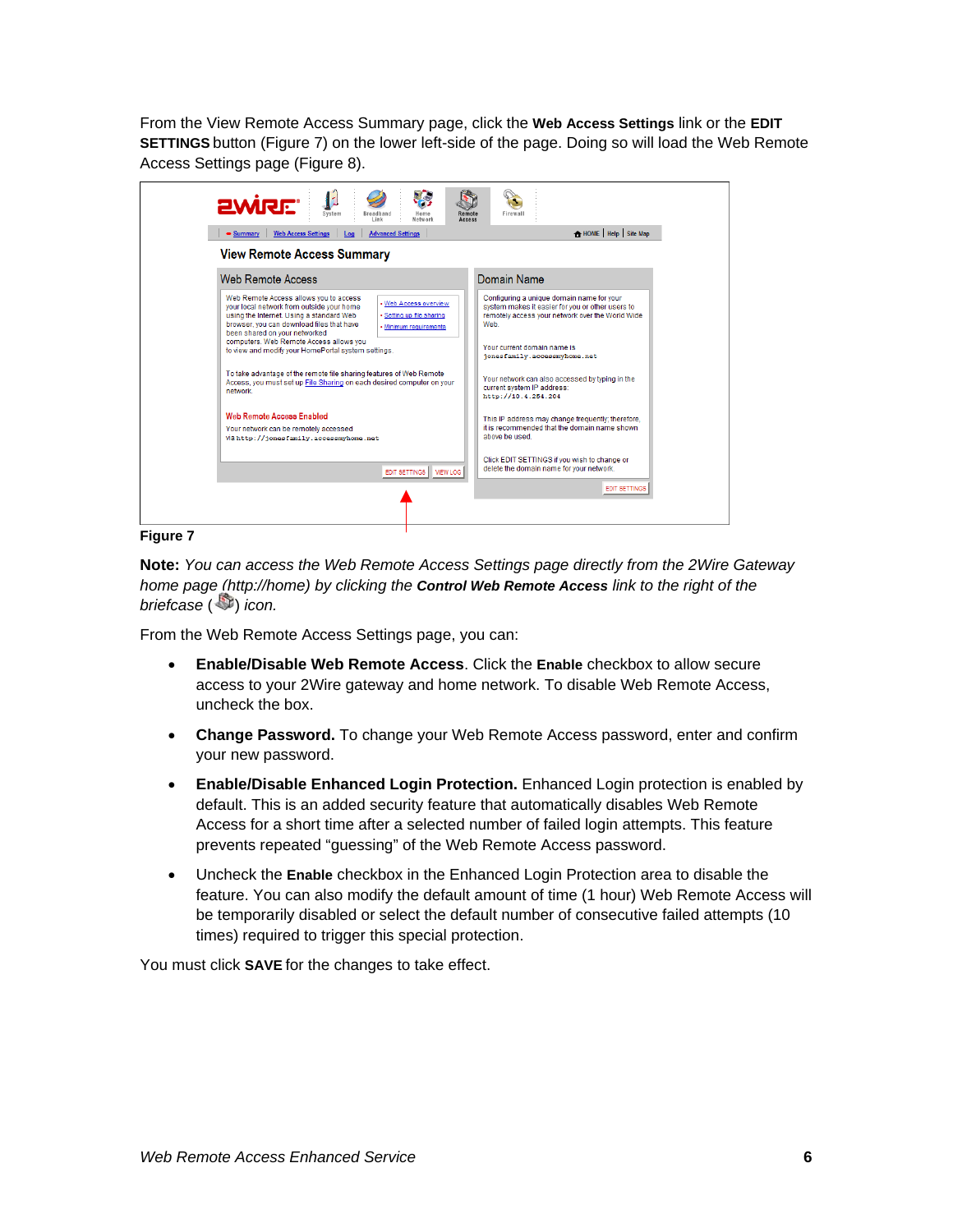From the View Remote Access Summary page, click the **Web Access Settings** link or the **EDIT SETTINGS** button (Figure 7) on the lower left-side of the page. Doing so will load the Web Remote Access Settings page (Figure 8).

**Figure 7**

**Note:** *You can access the Web Remote Access Settings page directly from the 2Wire Gateway home page (http://home) by clicking the* ***Control Web Remote Access*** *link to the right of the briefcase ( ) icon.*

From the Web Remote Access Settings page, you can:

- **Enable/Disable Web Remote Access**. Click the **Enable** checkbox to allow secure access to your 2Wire gateway and home network. To disable Web Remote Access, uncheck the box.
- **Change Password.** To change your Web Remote Access password, enter and confirm your new password.
- **Enable/Disable Enhanced Login Protection.** Enhanced Login protection is enabled by default. This is an added security feature that automatically disables Web Remote Access for a short time after a selected number of failed login attempts. This feature prevents repeated "guessing" of the Web Remote Access password.
- Uncheck the **Enable** checkbox in the Enhanced Login Protection area to disable the feature. You can also modify the default amount of time (1 hour) Web Remote Access will be temporarily disabled or select the default number of consecutive failed attempts (10 times) required to trigger this special protection.

You must click **SAVE** for the changes to take effect.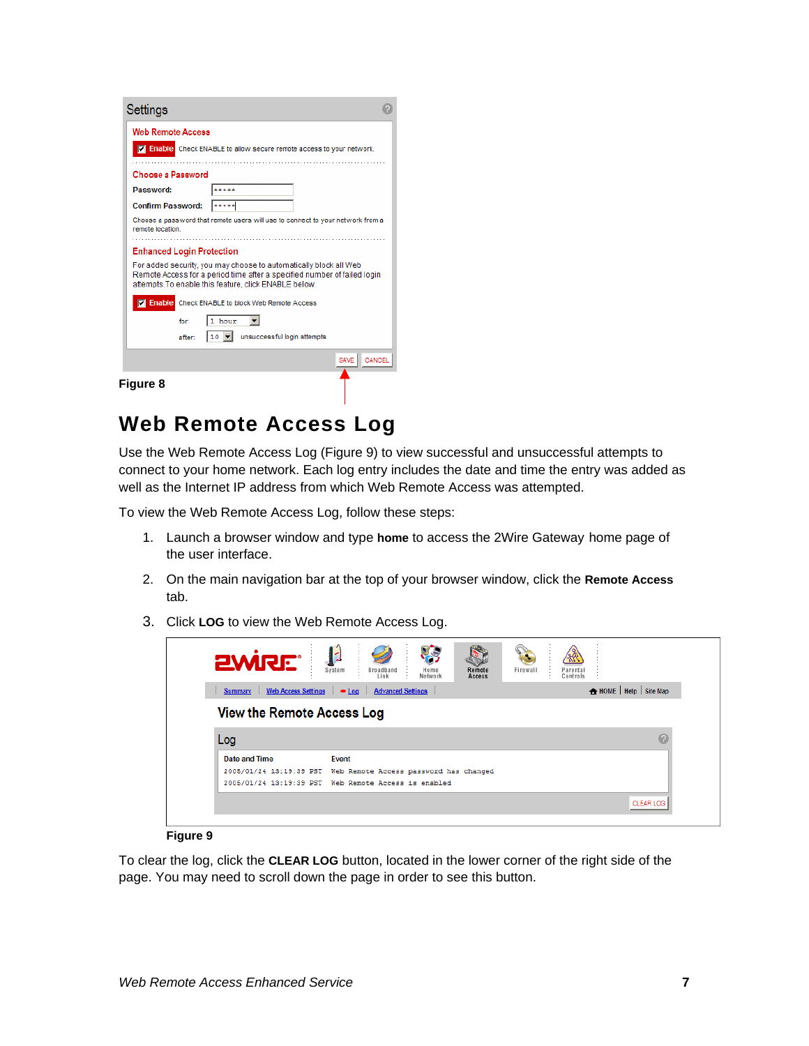Figure 8

## Web Remote Access Log

Use the Web Remote Access Log (Figure 9) to view successful and unsuccessful attempts to connect to your home network. Each log entry includes the date and time the entry was added as well as the Internet IP address from which Web Remote Access was attempted.

To view the Web Remote Access Log, follow these steps:

1. Launch a browser window and type **home** to access the 2Wire Gateway home page of the user interface.
2. On the main navigation bar at the top of your browser window, click the **Remote Access** tab.
3. Click **LOG** to view the Web Remote Access Log.

Figure 9

To clear the log, click the **CLEAR LOG** button, located in the lower corner of the right side of the page. You may need to scroll down the page in order to see this button.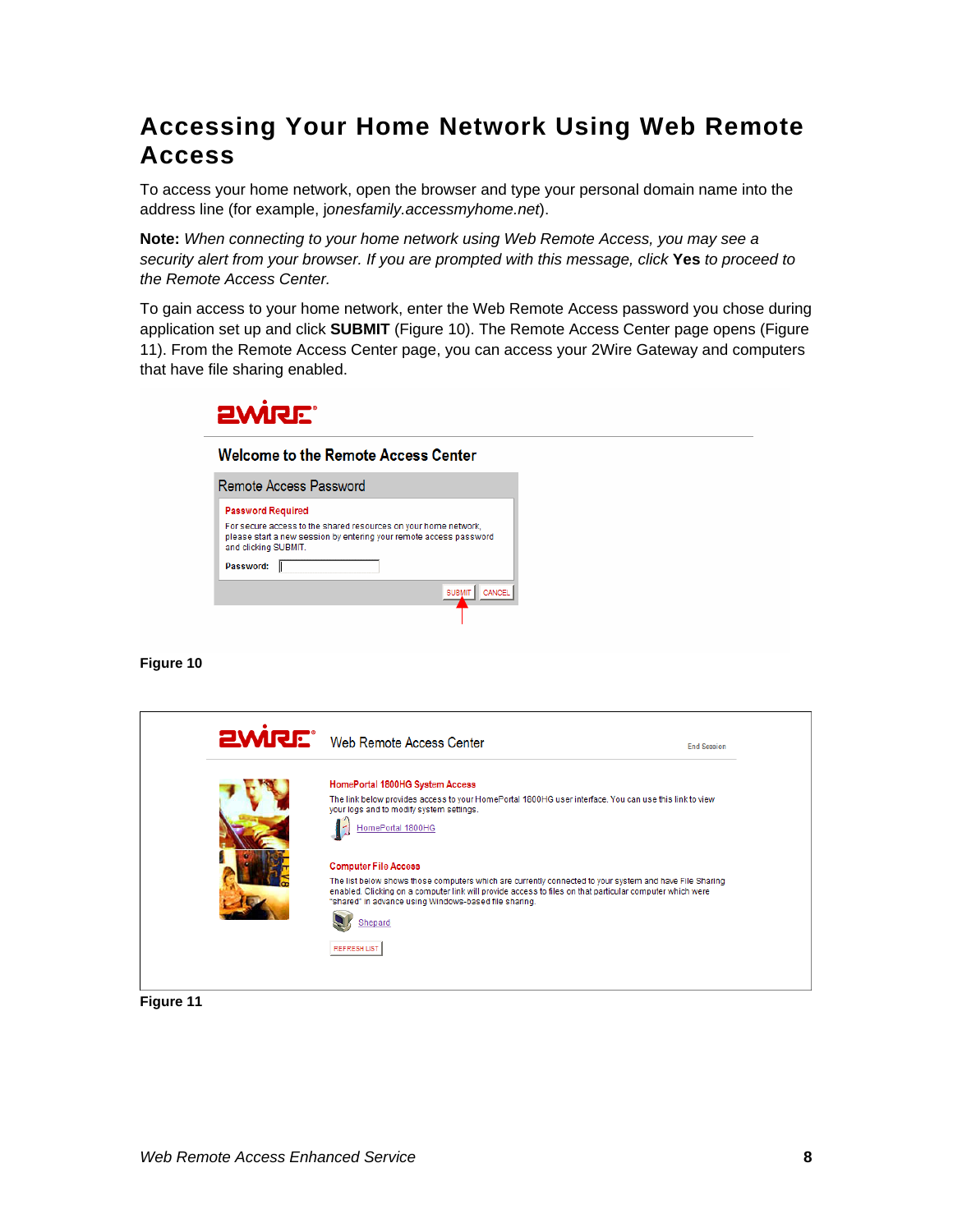# Accessing Your Home Network Using Web Remote Access

To access your home network, open the browser and type your personal domain name into the address line (for example, *jonesfamily.accessmyhome.net*).

**Note:** *When connecting to your home network using Web Remote Access, you may see a security alert from your browser. If you are prompted with this message, click* **Yes** *to proceed to the Remote Access Center.*

To gain access to your home network, enter the Web Remote Access password you chose during application set up and click **SUBMIT** (Figure 10). The Remote Access Center page opens (Figure 11). From the Remote Access Center page, you can access your 2Wire Gateway and computers that have file sharing enabled.

**Figure 10**

**Figure 11**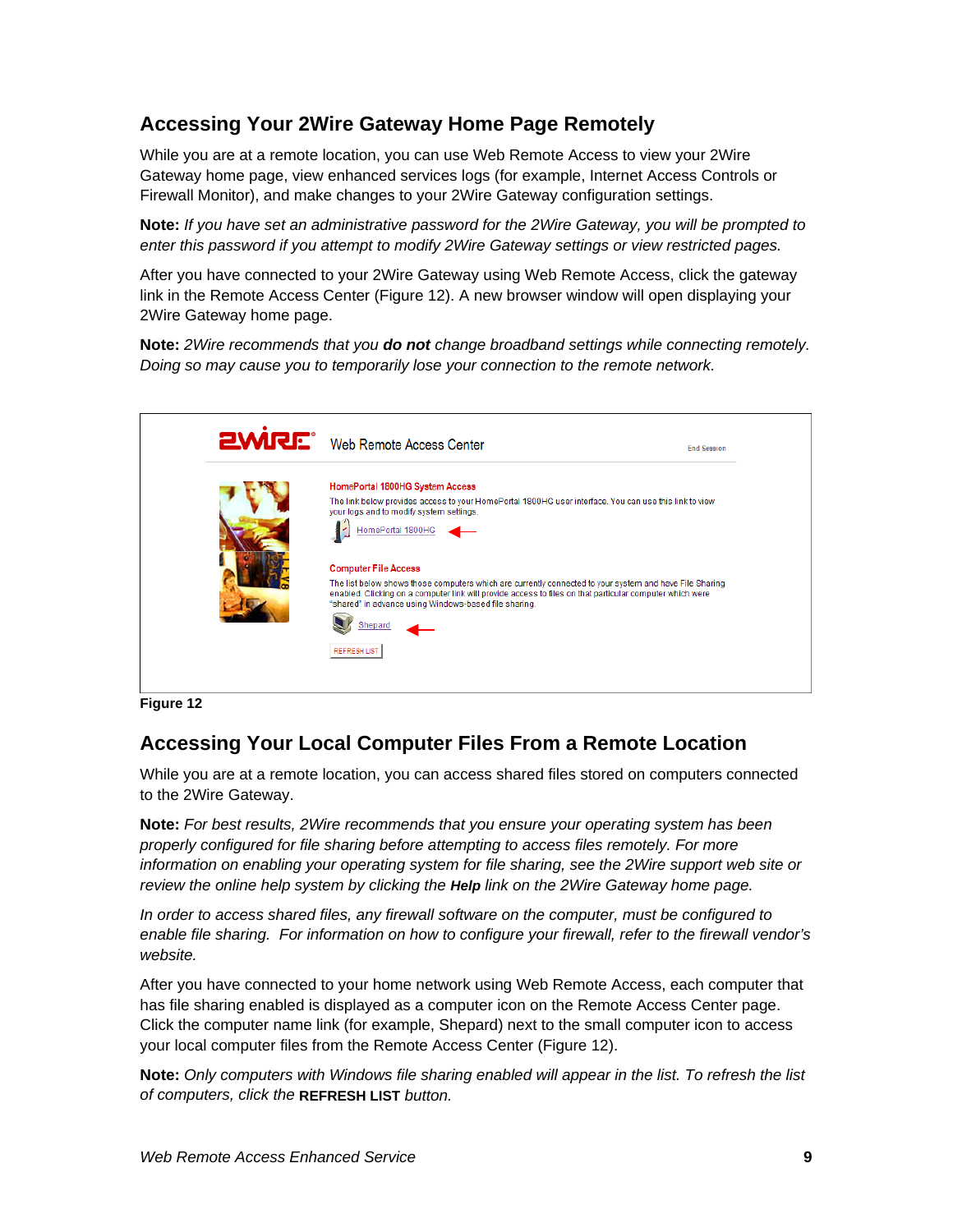## Accessing Your 2Wire Gateway Home Page Remotely

While you are at a remote location, you can use Web Remote Access to view your 2Wire Gateway home page, view enhanced services logs (for example, Internet Access Controls or Firewall Monitor), and make changes to your 2Wire Gateway configuration settings.

**Note:** *If you have set an administrative password for the 2Wire Gateway, you will be prompted to enter this password if you attempt to modify 2Wire Gateway settings or view restricted pages.*

After you have connected to your 2Wire Gateway using Web Remote Access, click the gateway link in the Remote Access Center (Figure 12). A new browser window will open displaying your 2Wire Gateway home page.

**Note:** *2Wire recommends that you* ***do not*** *change broadband settings while connecting remotely. Doing so may cause you to temporarily lose your connection to the remote network.*

Web Remote Access Center

End Session

HomePortal 1800HG System Access

The link below provides access to your HomePortal 1800HG user interface. You can use this link to view your logs and to modify system settings.

HomePortal 1800HG

Computer File Access

The list below shows those computers which are currently connected to your system and have File Sharing enabled. Clicking on a computer link will provide access to files on that particular computer which were "shared" in advance using Windows-based file sharing.

Shepard

REFRESH LIST

**Figure 12**

## Accessing Your Local Computer Files From a Remote Location

While you are at a remote location, you can access shared files stored on computers connected to the 2Wire Gateway.

**Note:** *For best results, 2Wire recommends that you ensure your operating system has been properly configured for file sharing before attempting to access files remotely. For more information on enabling your operating system for file sharing, see the 2Wire support web site or review the online help system by clicking the* ***Help*** *link on the 2Wire Gateway home page.*

*In order to access shared files, any firewall software on the computer, must be configured to enable file sharing. For information on how to configure your firewall, refer to the firewall vendor's website.*

After you have connected to your home network using Web Remote Access, each computer that has file sharing enabled is displayed as a computer icon on the Remote Access Center page. Click the computer name link (for example, Shepard) next to the small computer icon to access your local computer files from the Remote Access Center (Figure 12).

**Note:** *Only computers with Windows file sharing enabled will appear in the list. To refresh the list of computers, click the* **REFRESH LIST** *button.*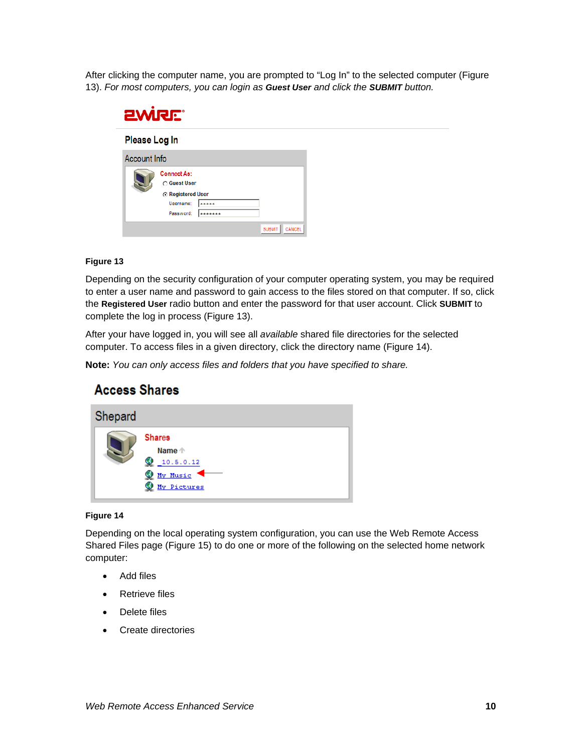After clicking the computer name, you are prompted to "Log In" to the selected computer (Figure 13). *For most computers, you can login as* ***Guest User*** *and click the* ***SUBMIT*** *button.*

**Figure 13**

Depending on the security configuration of your computer operating system, you may be required to enter a user name and password to gain access to the files stored on that computer. If so, click the **Registered User** radio button and enter the password for that user account. Click **SUBMIT** to complete the log in process (Figure 13).

After your have logged in, you will see all *available* shared file directories for the selected computer. To access files in a given directory, click the directory name (Figure 14).

**Note:** *You can only access files and folders that you have specified to share.*

**Figure 14**

Depending on the local operating system configuration, you can use the Web Remote Access Shared Files page (Figure 15) to do one or more of the following on the selected home network computer:

- Add files
- Retrieve files
- Delete files
- Create directories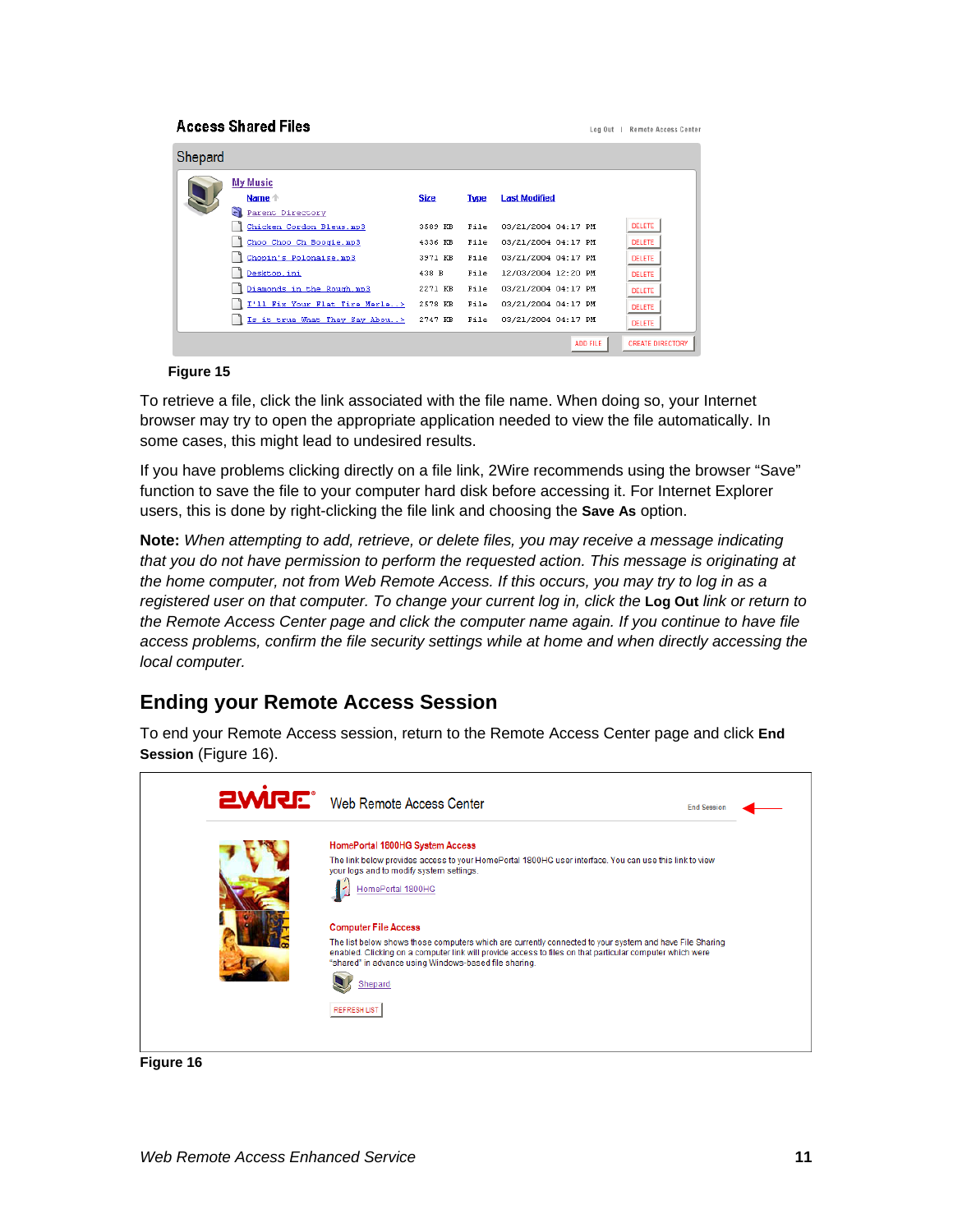Figure 15

To retrieve a file, click the link associated with the file name. When doing so, your Internet browser may try to open the appropriate application needed to view the file automatically. In some cases, this might lead to undesired results.

If you have problems clicking directly on a file link, 2Wire recommends using the browser "Save" function to save the file to your computer hard disk before accessing it. For Internet Explorer users, this is done by right-clicking the file link and choosing the **Save As** option.

**Note:** *When attempting to add, retrieve, or delete files, you may receive a message indicating that you do not have permission to perform the requested action. This message is originating at the home computer, not from Web Remote Access. If this occurs, you may try to log in as a registered user on that computer. To change your current log in, click the* **Log Out** *link or return to the Remote Access Center page and click the computer name again. If you continue to have file access problems, confirm the file security settings while at home and when directly accessing the local computer.*

## Ending your Remote Access Session

To end your Remote Access session, return to the Remote Access Center page and click **End Session** (Figure 16).

Figure 16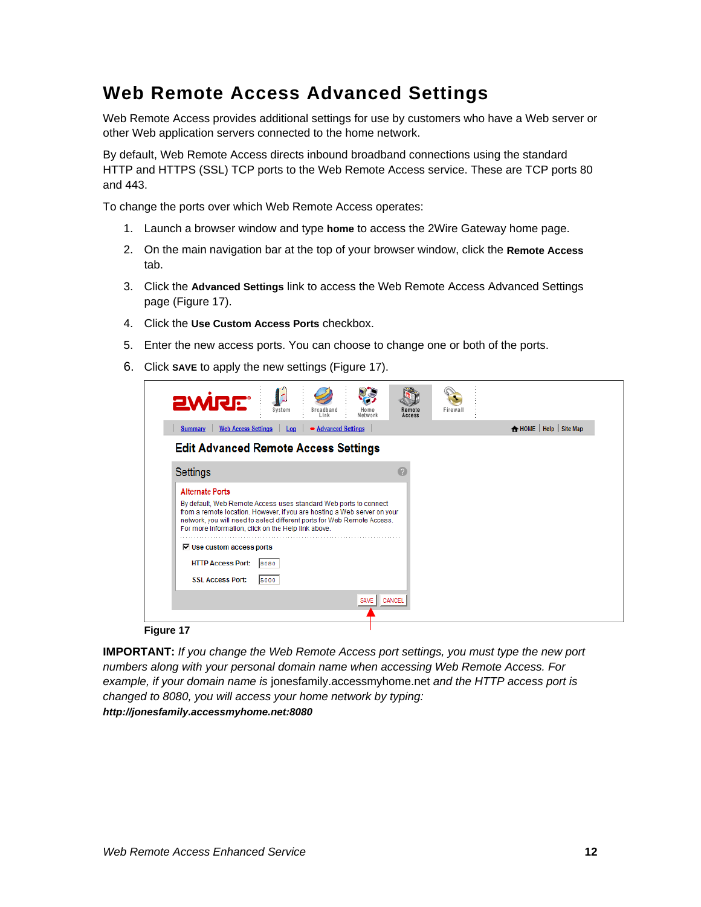# Web Remote Access Advanced Settings

Web Remote Access provides additional settings for use by customers who have a Web server or other Web application servers connected to the home network.

By default, Web Remote Access directs inbound broadband connections using the standard HTTP and HTTPS (SSL) TCP ports to the Web Remote Access service. These are TCP ports 80 and 443.

To change the ports over which Web Remote Access operates:

1. Launch a browser window and type **home** to access the 2Wire Gateway home page.
2. On the main navigation bar at the top of your browser window, click the **Remote Access** tab.
3. Click the **Advanced Settings** link to access the Web Remote Access Advanced Settings page (Figure 17).
4. Click the **Use Custom Access Ports** checkbox.
5. Enter the new access ports. You can choose to change one or both of the ports.
6. Click **SAVE** to apply the new settings (Figure 17).

2WIRE
System
Broadband Link
Home Network
Remote Access
Firewall
Summary | Web Access Settings | Log | Advanced Settings
HOME | Help | Site Map

Edit Advanced Remote Access Settings

Settings

Alternate Ports

By default, Web Remote Access uses standard Web ports to connect from a remote location. However, if you are hosting a Web server on your network, you will need to select different ports for Web Remote Access. For more information, click on the Help link above.

☑ Use custom access ports

HTTP Access Port: 8080

SSL Access Port: 5000

SAVE CANCEL

**Figure 17**

**IMPORTANT:** *If you change the Web Remote Access port settings, you must type the new port numbers along with your personal domain name when accessing Web Remote Access. For example, if your domain name is* jonesfamily.accessmyhome.net *and the HTTP access port is changed to 8080, you will access your home network by typing:*
***http://jonesfamily.accessmyhome.net:8080***